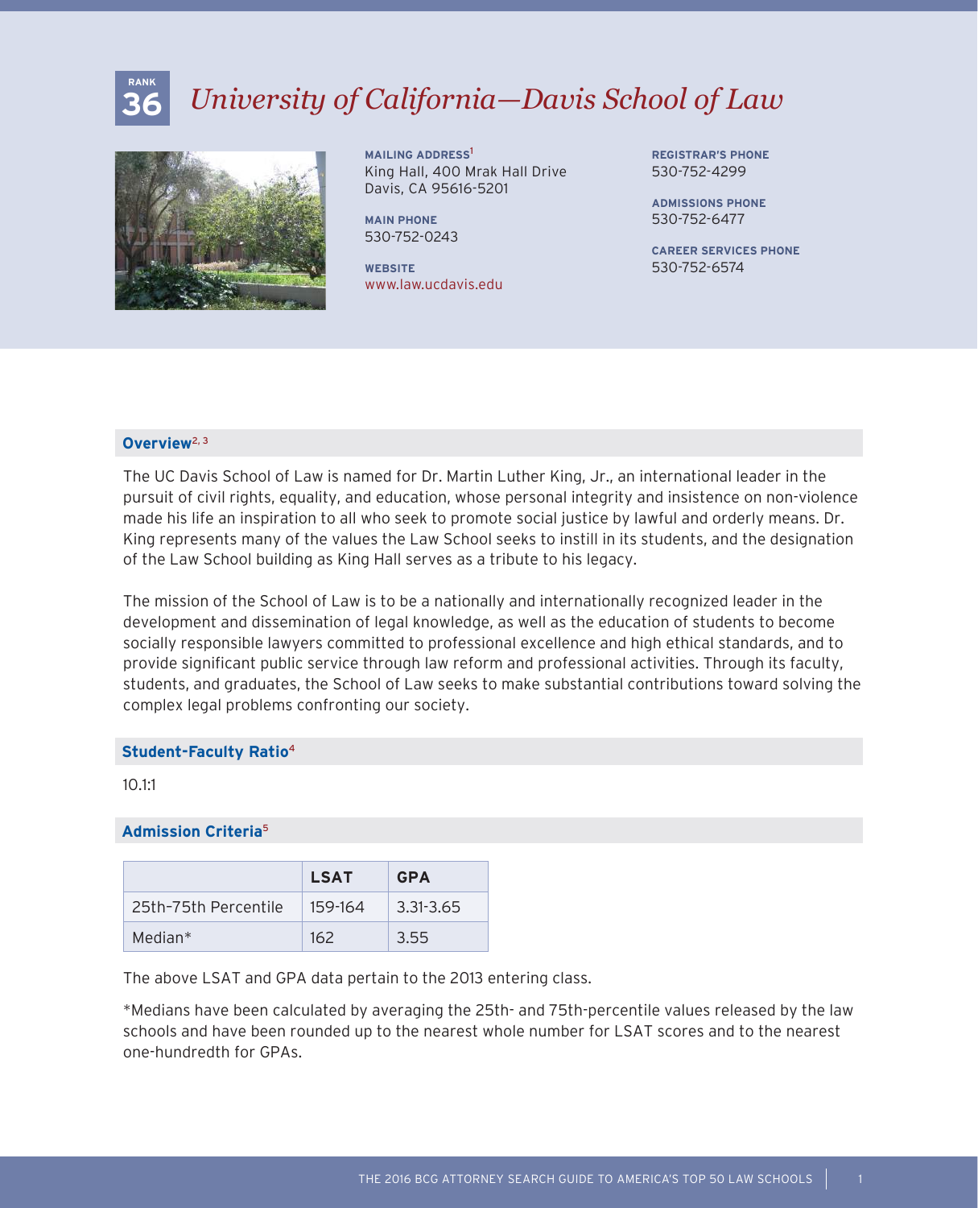RANK **36**

# *University of California—Davis School of Law*

**MAILING ADDRESS**[1]
King Hall, 400 Mrak Hall Drive
Davis, CA 95616-5201

**MAIN PHONE**
530-752-0243

**WEBSITE**
www.law.ucdavis.edu

**REGISTRAR'S PHONE**
530-752-4299

**ADMISSIONS PHONE**
530-752-6477

**CAREER SERVICES PHONE**
530-752-6574

## Overview[2, 3]

The UC Davis School of Law is named for Dr. Martin Luther King, Jr., an international leader in the pursuit of civil rights, equality, and education, whose personal integrity and insistence on non-violence made his life an inspiration to all who seek to promote social justice by lawful and orderly means. Dr. King represents many of the values the Law School seeks to instill in its students, and the designation of the Law School building as King Hall serves as a tribute to his legacy.

The mission of the School of Law is to be a nationally and internationally recognized leader in the development and dissemination of legal knowledge, as well as the education of students to become socially responsible lawyers committed to professional excellence and high ethical standards, and to provide significant public service through law reform and professional activities. Through its faculty, students, and graduates, the School of Law seeks to make substantial contributions toward solving the complex legal problems confronting our society.

## Student-Faculty Ratio[4]

10.1:1

## Admission Criteria[5]

| | LSAT | GPA |
|---|---|---|
| 25th–75th Percentile | 159-164 | 3.31-3.65 |
| Median* | 162 | 3.55 |

The above LSAT and GPA data pertain to the 2013 entering class.

*Medians have been calculated by averaging the 25th- and 75th-percentile values released by the law schools and have been rounded up to the nearest whole number for LSAT scores and to the nearest one-hundredth for GPAs.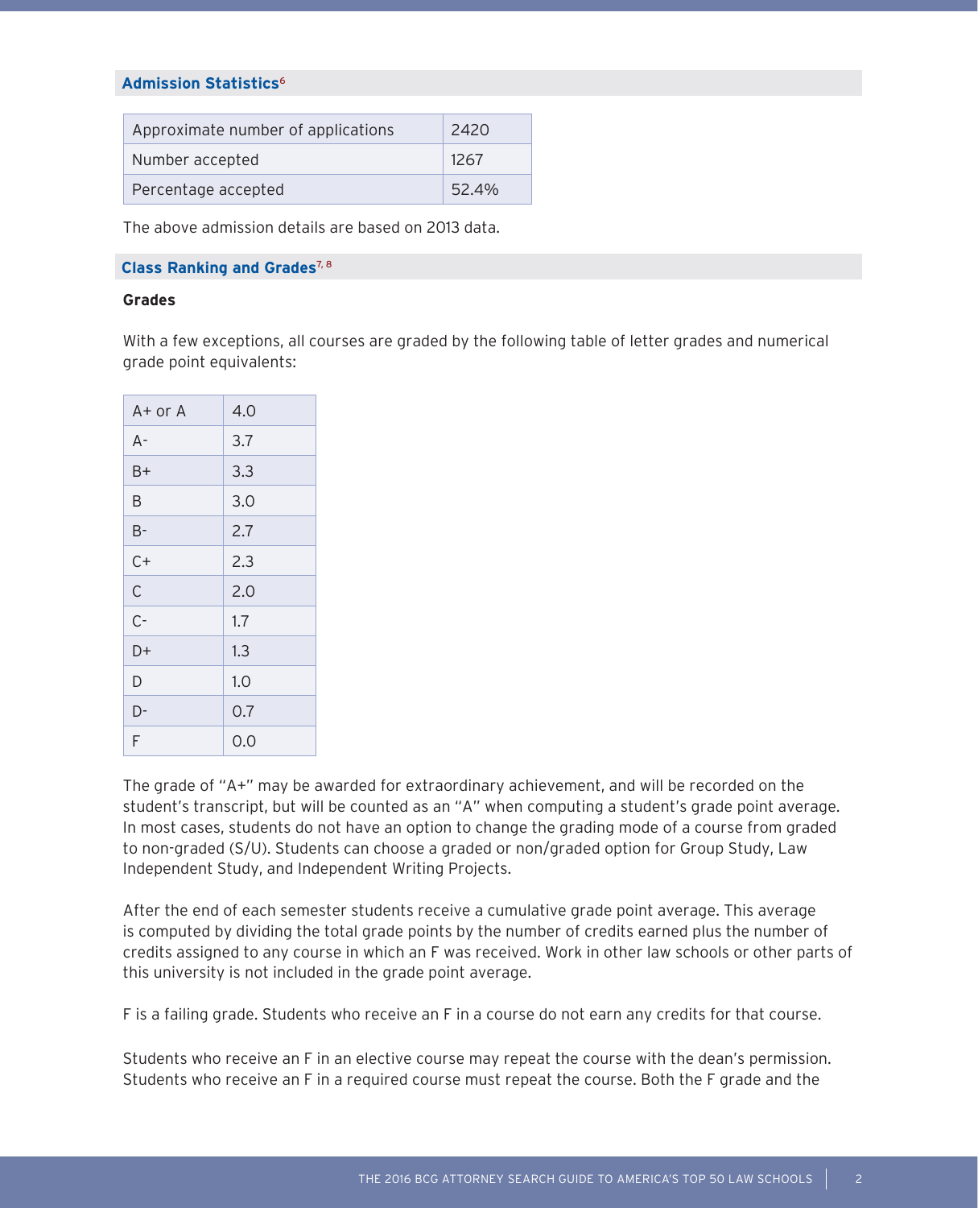## Admission Statistics[6]

| Approximate number of applications | 2420 |
|---|---|
| Number accepted | 1267 |
| Percentage accepted | 52.4% |

The above admission details are based on 2013 data.

## Class Ranking and Grades[7, 8]

### Grades

With a few exceptions, all courses are graded by the following table of letter grades and numerical grade point equivalents:

| A+ or A | 4.0 |
|---|---|
| A- | 3.7 |
| B+ | 3.3 |
| B | 3.0 |
| B- | 2.7 |
| C+ | 2.3 |
| C | 2.0 |
| C- | 1.7 |
| D+ | 1.3 |
| D | 1.0 |
| D- | 0.7 |
| F | 0.0 |

The grade of "A+" may be awarded for extraordinary achievement, and will be recorded on the student's transcript, but will be counted as an "A" when computing a student's grade point average. In most cases, students do not have an option to change the grading mode of a course from graded to non-graded (S/U). Students can choose a graded or non/graded option for Group Study, Law Independent Study, and Independent Writing Projects.

After the end of each semester students receive a cumulative grade point average. This average is computed by dividing the total grade points by the number of credits earned plus the number of credits assigned to any course in which an F was received. Work in other law schools or other parts of this university is not included in the grade point average.

F is a failing grade. Students who receive an F in a course do not earn any credits for that course.

Students who receive an F in an elective course may repeat the course with the dean's permission. Students who receive an F in a required course must repeat the course. Both the F grade and the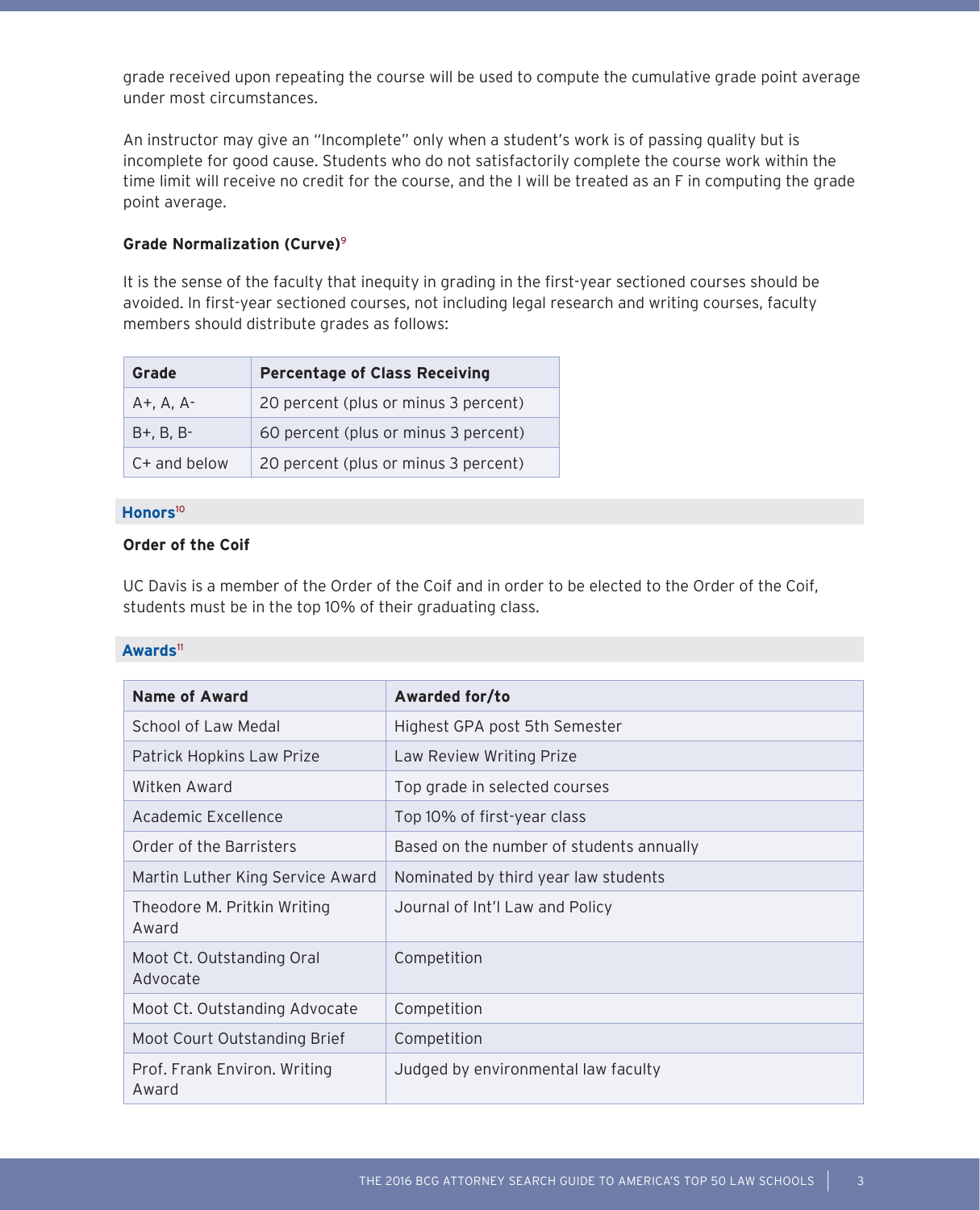grade received upon repeating the course will be used to compute the cumulative grade point average under most circumstances.

An instructor may give an "Incomplete" only when a student's work is of passing quality but is incomplete for good cause. Students who do not satisfactorily complete the course work within the time limit will receive no credit for the course, and the I will be treated as an F in computing the grade point average.

### Grade Normalization (Curve)[9]

It is the sense of the faculty that inequity in grading in the first-year sectioned courses should be avoided. In first-year sectioned courses, not including legal research and writing courses, faculty members should distribute grades as follows:

| Grade | Percentage of Class Receiving |
| --- | --- |
| A+, A, A- | 20 percent (plus or minus 3 percent) |
| B+, B, B- | 60 percent (plus or minus 3 percent) |
| C+ and below | 20 percent (plus or minus 3 percent) |

## Honors[10]

### Order of the Coif

UC Davis is a member of the Order of the Coif and in order to be elected to the Order of the Coif, students must be in the top 10% of their graduating class.

## Awards[11]

| Name of Award | Awarded for/to |
| --- | --- |
| School of Law Medal | Highest GPA post 5th Semester |
| Patrick Hopkins Law Prize | Law Review Writing Prize |
| Witken Award | Top grade in selected courses |
| Academic Excellence | Top 10% of first-year class |
| Order of the Barristers | Based on the number of students annually |
| Martin Luther King Service Award | Nominated by third year law students |
| Theodore M. Pritkin Writing Award | Journal of Int'l Law and Policy |
| Moot Ct. Outstanding Oral Advocate | Competition |
| Moot Ct. Outstanding Advocate | Competition |
| Moot Court Outstanding Brief | Competition |
| Prof. Frank Environ. Writing Award | Judged by environmental law faculty |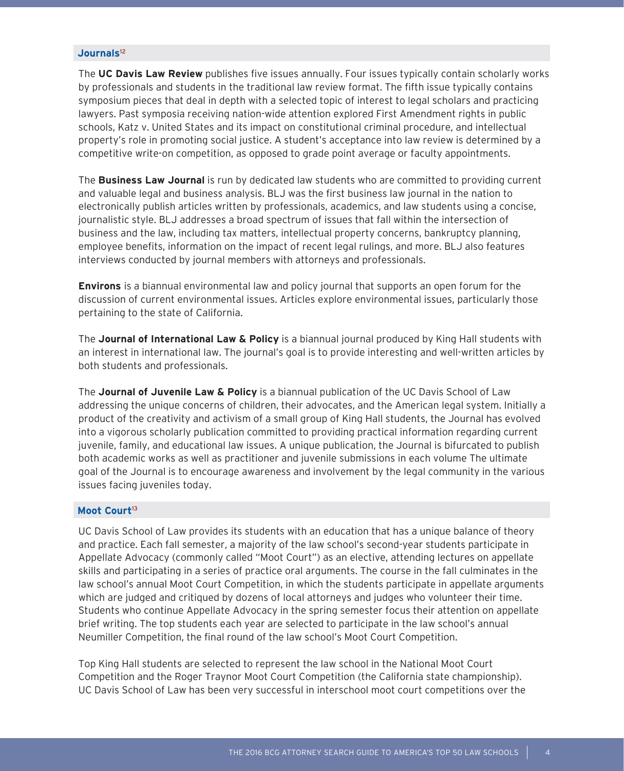## Journals[12]

The **UC Davis Law Review** publishes five issues annually. Four issues typically contain scholarly works by professionals and students in the traditional law review format. The fifth issue typically contains symposium pieces that deal in depth with a selected topic of interest to legal scholars and practicing lawyers. Past symposia receiving nation-wide attention explored First Amendment rights in public schools, Katz v. United States and its impact on constitutional criminal procedure, and intellectual property's role in promoting social justice. A student's acceptance into law review is determined by a competitive write-on competition, as opposed to grade point average or faculty appointments.

The **Business Law Journal** is run by dedicated law students who are committed to providing current and valuable legal and business analysis. BLJ was the first business law journal in the nation to electronically publish articles written by professionals, academics, and law students using a concise, journalistic style. BLJ addresses a broad spectrum of issues that fall within the intersection of business and the law, including tax matters, intellectual property concerns, bankruptcy planning, employee benefits, information on the impact of recent legal rulings, and more. BLJ also features interviews conducted by journal members with attorneys and professionals.

**Environs** is a biannual environmental law and policy journal that supports an open forum for the discussion of current environmental issues. Articles explore environmental issues, particularly those pertaining to the state of California.

The **Journal of International Law & Policy** is a biannual journal produced by King Hall students with an interest in international law. The journal's goal is to provide interesting and well-written articles by both students and professionals.

The **Journal of Juvenile Law & Policy** is a biannual publication of the UC Davis School of Law addressing the unique concerns of children, their advocates, and the American legal system. Initially a product of the creativity and activism of a small group of King Hall students, the Journal has evolved into a vigorous scholarly publication committed to providing practical information regarding current juvenile, family, and educational law issues. A unique publication, the Journal is bifurcated to publish both academic works as well as practitioner and juvenile submissions in each volume The ultimate goal of the Journal is to encourage awareness and involvement by the legal community in the various issues facing juveniles today.

## Moot Court[13]

UC Davis School of Law provides its students with an education that has a unique balance of theory and practice. Each fall semester, a majority of the law school's second-year students participate in Appellate Advocacy (commonly called "Moot Court") as an elective, attending lectures on appellate skills and participating in a series of practice oral arguments. The course in the fall culminates in the law school's annual Moot Court Competition, in which the students participate in appellate arguments which are judged and critiqued by dozens of local attorneys and judges who volunteer their time. Students who continue Appellate Advocacy in the spring semester focus their attention on appellate brief writing. The top students each year are selected to participate in the law school's annual Neumiller Competition, the final round of the law school's Moot Court Competition.

Top King Hall students are selected to represent the law school in the National Moot Court Competition and the Roger Traynor Moot Court Competition (the California state championship). UC Davis School of Law has been very successful in interschool moot court competitions over the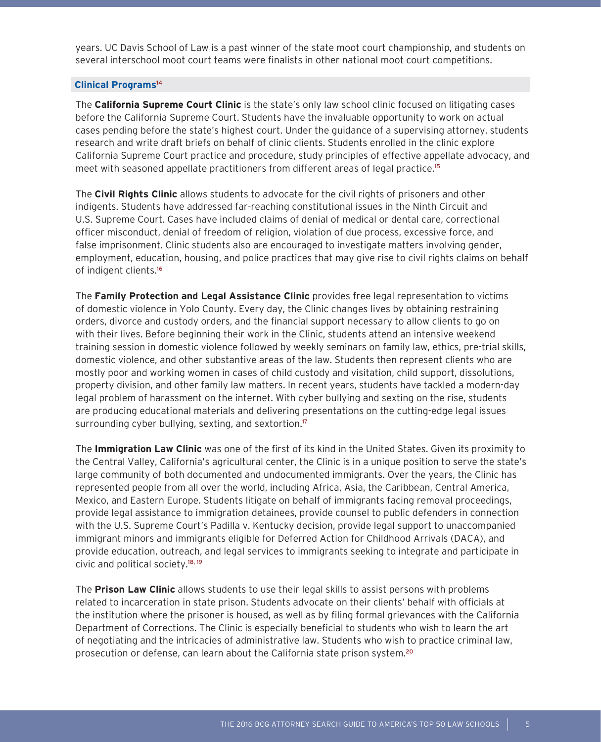years. UC Davis School of Law is a past winner of the state moot court championship, and students on several interschool moot court teams were finalists in other national moot court competitions.

### Clinical Programs[14]

The **California Supreme Court Clinic** is the state's only law school clinic focused on litigating cases before the California Supreme Court. Students have the invaluable opportunity to work on actual cases pending before the state's highest court. Under the guidance of a supervising attorney, students research and write draft briefs on behalf of clinic clients. Students enrolled in the clinic explore California Supreme Court practice and procedure, study principles of effective appellate advocacy, and meet with seasoned appellate practitioners from different areas of legal practice.[15]

The **Civil Rights Clinic** allows students to advocate for the civil rights of prisoners and other indigents. Students have addressed far-reaching constitutional issues in the Ninth Circuit and U.S. Supreme Court. Cases have included claims of denial of medical or dental care, correctional officer misconduct, denial of freedom of religion, violation of due process, excessive force, and false imprisonment. Clinic students also are encouraged to investigate matters involving gender, employment, education, housing, and police practices that may give rise to civil rights claims on behalf of indigent clients.[16]

The **Family Protection and Legal Assistance Clinic** provides free legal representation to victims of domestic violence in Yolo County. Every day, the Clinic changes lives by obtaining restraining orders, divorce and custody orders, and the financial support necessary to allow clients to go on with their lives. Before beginning their work in the Clinic, students attend an intensive weekend training session in domestic violence followed by weekly seminars on family law, ethics, pre-trial skills, domestic violence, and other substantive areas of the law. Students then represent clients who are mostly poor and working women in cases of child custody and visitation, child support, dissolutions, property division, and other family law matters. In recent years, students have tackled a modern-day legal problem of harassment on the internet. With cyber bullying and sexting on the rise, students are producing educational materials and delivering presentations on the cutting-edge legal issues surrounding cyber bullying, sexting, and sextortion.[17]

The **Immigration Law Clinic** was one of the first of its kind in the United States. Given its proximity to the Central Valley, California's agricultural center, the Clinic is in a unique position to serve the state's large community of both documented and undocumented immigrants. Over the years, the Clinic has represented people from all over the world, including Africa, Asia, the Caribbean, Central America, Mexico, and Eastern Europe. Students litigate on behalf of immigrants facing removal proceedings, provide legal assistance to immigration detainees, provide counsel to public defenders in connection with the U.S. Supreme Court's Padilla v. Kentucky decision, provide legal support to unaccompanied immigrant minors and immigrants eligible for Deferred Action for Childhood Arrivals (DACA), and provide education, outreach, and legal services to immigrants seeking to integrate and participate in civic and political society.[18, 19]

The **Prison Law Clinic** allows students to use their legal skills to assist persons with problems related to incarceration in state prison. Students advocate on their clients' behalf with officials at the institution where the prisoner is housed, as well as by filing formal grievances with the California Department of Corrections. The Clinic is especially beneficial to students who wish to learn the art of negotiating and the intricacies of administrative law. Students who wish to practice criminal law, prosecution or defense, can learn about the California state prison system.[20]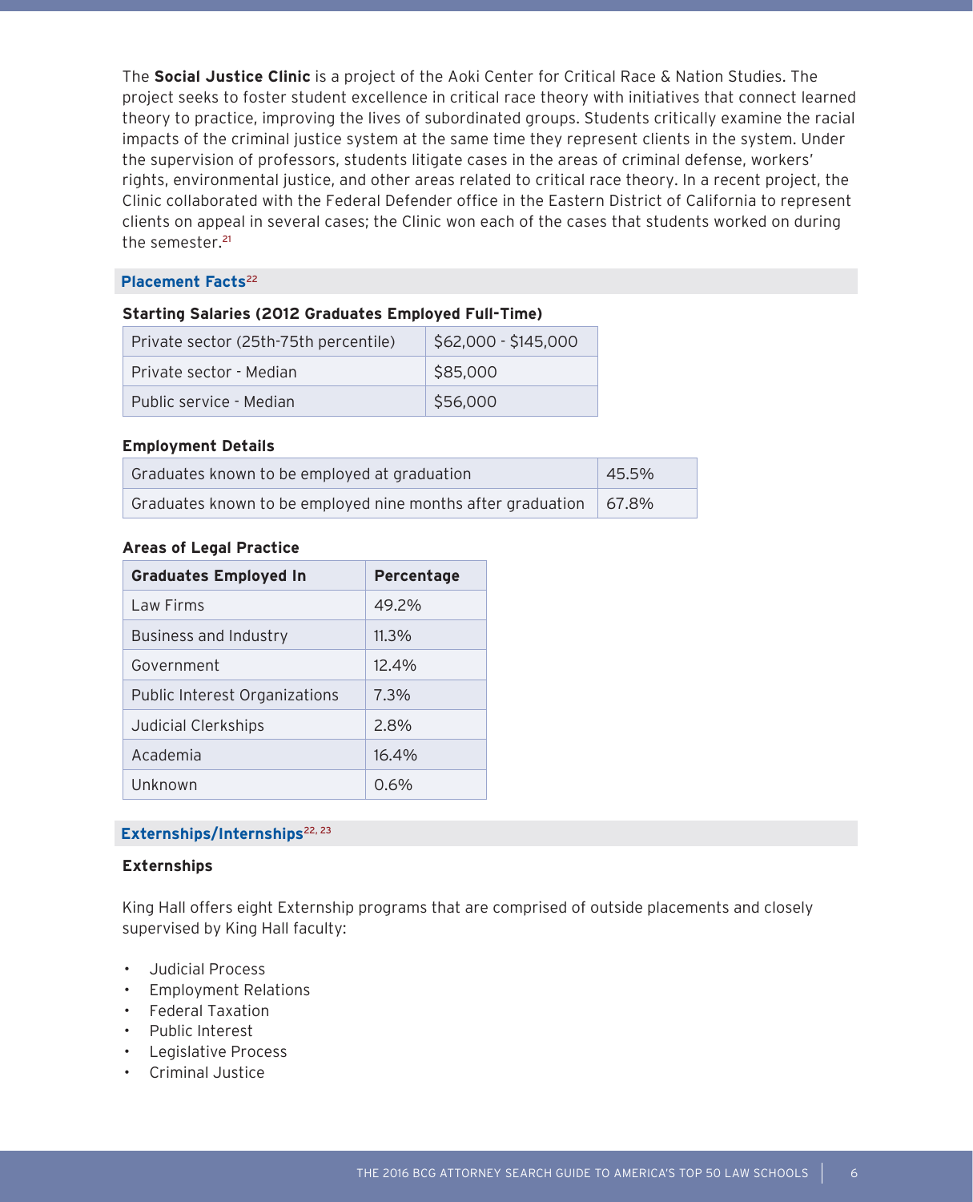The **Social Justice Clinic** is a project of the Aoki Center for Critical Race & Nation Studies. The project seeks to foster student excellence in critical race theory with initiatives that connect learned theory to practice, improving the lives of subordinated groups. Students critically examine the racial impacts of the criminal justice system at the same time they represent clients in the system. Under the supervision of professors, students litigate cases in the areas of criminal defense, workers' rights, environmental justice, and other areas related to critical race theory. In a recent project, the Clinic collaborated with the Federal Defender office in the Eastern District of California to represent clients on appeal in several cases; the Clinic won each of the cases that students worked on during the semester.[21]

## Placement Facts[22]

**Starting Salaries (2012 Graduates Employed Full-Time)**

| | |
|---|---|
| Private sector (25th-75th percentile) | $62,000 - $145,000 |
| Private sector - Median | $85,000 |
| Public service - Median | $56,000 |

**Employment Details**

| | |
|---|---|
| Graduates known to be employed at graduation | 45.5% |
| Graduates known to be employed nine months after graduation | 67.8% |

**Areas of Legal Practice**

| Graduates Employed In | Percentage |
|---|---|
| Law Firms | 49.2% |
| Business and Industry | 11.3% |
| Government | 12.4% |
| Public Interest Organizations | 7.3% |
| Judicial Clerkships | 2.8% |
| Academia | 16.4% |
| Unknown | 0.6% |

## Externships/Internships[22, 23]

**Externships**

King Hall offers eight Externship programs that are comprised of outside placements and closely supervised by King Hall faculty:

- Judicial Process
- Employment Relations
- Federal Taxation
- Public Interest
- Legislative Process
- Criminal Justice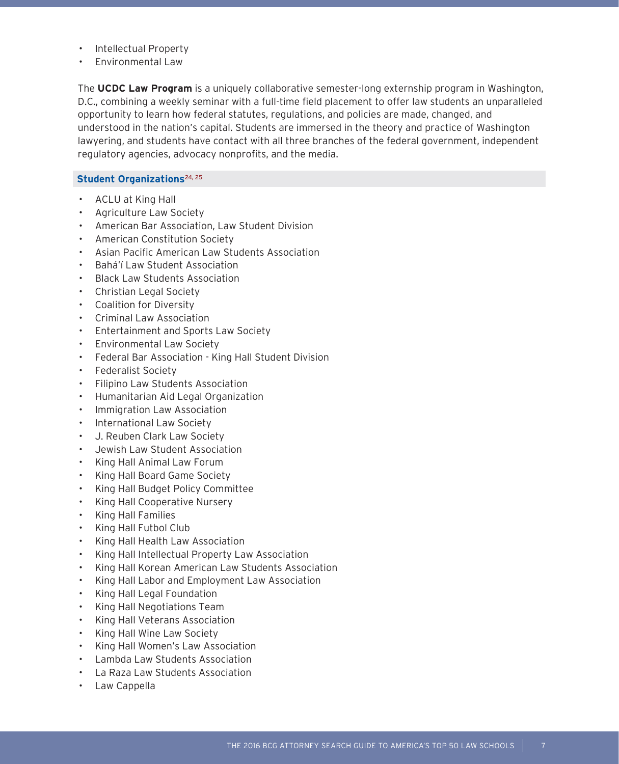- Intellectual Property
- Environmental Law

The **UCDC Law Program** is a uniquely collaborative semester-long externship program in Washington, D.C., combining a weekly seminar with a full-time field placement to offer law students an unparalleled opportunity to learn how federal statutes, regulations, and policies are made, changed, and understood in the nation's capital. Students are immersed in the theory and practice of Washington lawyering, and students have contact with all three branches of the federal government, independent regulatory agencies, advocacy nonprofits, and the media.

### Student Organizations[24, 25]

- ACLU at King Hall
- Agriculture Law Society
- American Bar Association, Law Student Division
- American Constitution Society
- Asian Pacific American Law Students Association
- Bahá'í Law Student Association
- Black Law Students Association
- Christian Legal Society
- Coalition for Diversity
- Criminal Law Association
- Entertainment and Sports Law Society
- Environmental Law Society
- Federal Bar Association - King Hall Student Division
- Federalist Society
- Filipino Law Students Association
- Humanitarian Aid Legal Organization
- Immigration Law Association
- International Law Society
- J. Reuben Clark Law Society
- Jewish Law Student Association
- King Hall Animal Law Forum
- King Hall Board Game Society
- King Hall Budget Policy Committee
- King Hall Cooperative Nursery
- King Hall Families
- King Hall Futbol Club
- King Hall Health Law Association
- King Hall Intellectual Property Law Association
- King Hall Korean American Law Students Association
- King Hall Labor and Employment Law Association
- King Hall Legal Foundation
- King Hall Negotiations Team
- King Hall Veterans Association
- King Hall Wine Law Society
- King Hall Women's Law Association
- Lambda Law Students Association
- La Raza Law Students Association
- Law Cappella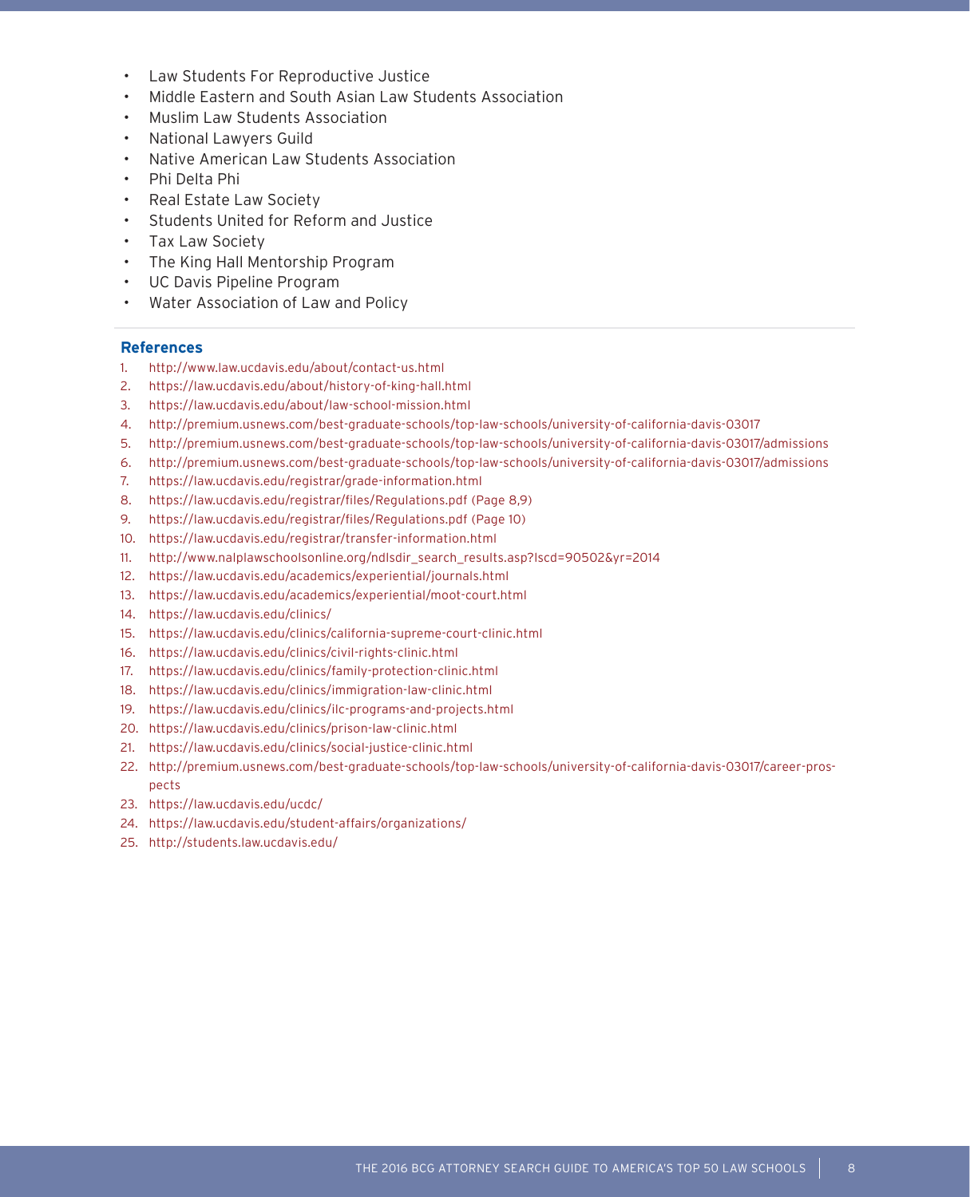- Law Students For Reproductive Justice
- Middle Eastern and South Asian Law Students Association
- Muslim Law Students Association
- National Lawyers Guild
- Native American Law Students Association
- Phi Delta Phi
- Real Estate Law Society
- Students United for Reform and Justice
- Tax Law Society
- The King Hall Mentorship Program
- UC Davis Pipeline Program
- Water Association of Law and Policy

### References

1. http://www.law.ucdavis.edu/about/contact-us.html
2. https://law.ucdavis.edu/about/history-of-king-hall.html
3. https://law.ucdavis.edu/about/law-school-mission.html
4. http://premium.usnews.com/best-graduate-schools/top-law-schools/university-of-california-davis-03017
5. http://premium.usnews.com/best-graduate-schools/top-law-schools/university-of-california-davis-03017/admissions
6. http://premium.usnews.com/best-graduate-schools/top-law-schools/university-of-california-davis-03017/admissions
7. https://law.ucdavis.edu/registrar/grade-information.html
8. https://law.ucdavis.edu/registrar/files/Regulations.pdf (Page 8,9)
9. https://law.ucdavis.edu/registrar/files/Regulations.pdf (Page 10)
10. https://law.ucdavis.edu/registrar/transfer-information.html
11. http://www.nalplawschoolsonline.org/ndlsdir_search_results.asp?lscd=90502&yr=2014
12. https://law.ucdavis.edu/academics/experiential/journals.html
13. https://law.ucdavis.edu/academics/experiential/moot-court.html
14. https://law.ucdavis.edu/clinics/
15. https://law.ucdavis.edu/clinics/california-supreme-court-clinic.html
16. https://law.ucdavis.edu/clinics/civil-rights-clinic.html
17. https://law.ucdavis.edu/clinics/family-protection-clinic.html
18. https://law.ucdavis.edu/clinics/immigration-law-clinic.html
19. https://law.ucdavis.edu/clinics/ilc-programs-and-projects.html
20. https://law.ucdavis.edu/clinics/prison-law-clinic.html
21. https://law.ucdavis.edu/clinics/social-justice-clinic.html
22. http://premium.usnews.com/best-graduate-schools/top-law-schools/university-of-california-davis-03017/career-prospects
23. https://law.ucdavis.edu/ucdc/
24. https://law.ucdavis.edu/student-affairs/organizations/
25. http://students.law.ucdavis.edu/